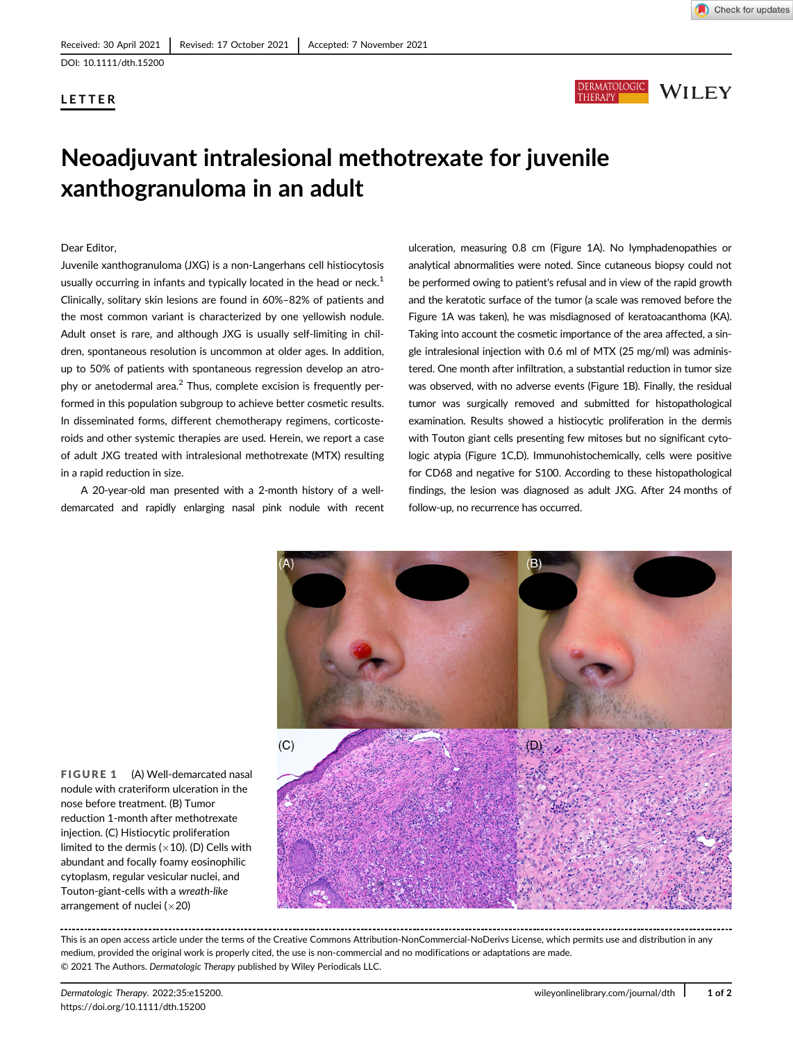Received: 30 April 2021 | Revised: 17 October 2021 | Accepted: 7 November 2021

DOI: 10.1111/dth.15200

**LETTER**

# Neoadjuvant intralesional methotrexate for juvenile xanthogranuloma in an adult

Dear Editor,

Juvenile xanthogranuloma (JXG) is a non-Langerhans cell histiocytosis usually occurring in infants and typically located in the head or neck.[1] Clinically, solitary skin lesions are found in 60%–82% of patients and the most common variant is characterized by one yellowish nodule. Adult onset is rare, and although JXG is usually self-limiting in children, spontaneous resolution is uncommon at older ages. In addition, up to 50% of patients with spontaneous regression develop an atrophy or anetodermal area.[2] Thus, complete excision is frequently performed in this population subgroup to achieve better cosmetic results. In disseminated forms, different chemotherapy regimens, corticosteroids and other systemic therapies are used. Herein, we report a case of adult JXG treated with intralesional methotrexate (MTX) resulting in a rapid reduction in size.

A 20-year-old man presented with a 2-month history of a well-demarcated and rapidly enlarging nasal pink nodule with recent ulceration, measuring 0.8 cm (Figure 1A). No lymphadenopathies or analytical abnormalities were noted. Since cutaneous biopsy could not be performed owing to patient's refusal and in view of the rapid growth and the keratotic surface of the tumor (a scale was removed before the Figure 1A was taken), he was misdiagnosed of keratoacanthoma (KA). Taking into account the cosmetic importance of the area affected, a single intralesional injection with 0.6 ml of MTX (25 mg/ml) was administered. One month after infiltration, a substantial reduction in tumor size was observed, with no adverse events (Figure 1B). Finally, the residual tumor was surgically removed and submitted for histopathological examination. Results showed a histiocytic proliferation in the dermis with Touton giant cells presenting few mitoses but no significant cytologic atypia (Figure 1C,D). Immunohistochemically, cells were positive for CD68 and negative for S100. According to these histopathological findings, the lesion was diagnosed as adult JXG. After 24 months of follow-up, no recurrence has occurred.

**FIGURE 1** (A) Well-demarcated nasal nodule with crateriform ulceration in the nose before treatment. (B) Tumor reduction 1-month after methotrexate injection. (C) Histiocytic proliferation limited to the dermis (×10). (D) Cells with abundant and focally foamy eosinophilic cytoplasm, regular vesicular nuclei, and Touton-giant-cells with a *wreath-like* arrangement of nuclei (×20)

This is an open access article under the terms of the Creative Commons Attribution-NonCommercial-NoDerivs License, which permits use and distribution in any medium, provided the original work is properly cited, the use is non-commercial and no modifications or adaptations are made.
© 2021 The Authors. *Dermatologic Therapy* published by Wiley Periodicals LLC.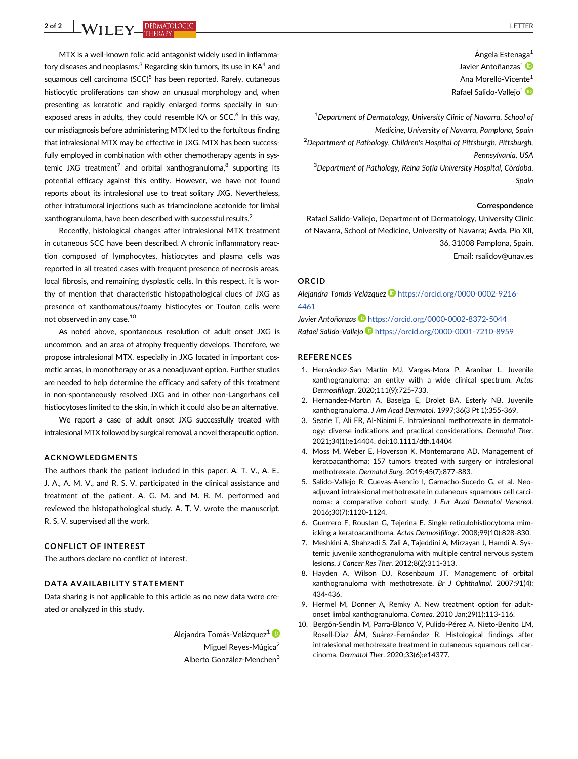MTX is a well-known folic acid antagonist widely used in inflammatory diseases and neoplasms.[3] Regarding skin tumors, its use in KA[4] and squamous cell carcinoma (SCC)[5] has been reported. Rarely, cutaneous histiocytic proliferations can show an unusual morphology and, when presenting as keratotic and rapidly enlarged forms specially in sun-exposed areas in adults, they could resemble KA or SCC.[6] In this way, our misdiagnosis before administering MTX led to the fortuitous finding that intralesional MTX may be effective in JXG. MTX has been successfully employed in combination with other chemotherapy agents in systemic JXG treatment[7] and orbital xanthogranuloma,[8] supporting its potential efficacy against this entity. However, we have not found reports about its intralesional use to treat solitary JXG. Nevertheless, other intratumoral injections such as triamcinolone acetonide for limbal xanthogranuloma, have been described with successful results.[9]

Recently, histological changes after intralesional MTX treatment in cutaneous SCC have been described. A chronic inflammatory reaction composed of lymphocytes, histiocytes and plasma cells was reported in all treated cases with frequent presence of necrosis areas, local fibrosis, and remaining dysplastic cells. In this respect, it is worthy of mention that characteristic histopathological clues of JXG as presence of xanthomatous/foamy histiocytes or Touton cells were not observed in any case.[10]

As noted above, spontaneous resolution of adult onset JXG is uncommon, and an area of atrophy frequently develops. Therefore, we propose intralesional MTX, especially in JXG located in important cosmetic areas, in monotherapy or as a neoadjuvant option. Further studies are needed to help determine the efficacy and safety of this treatment in non-spontaneously resolved JXG and in other non-Langerhans cell histiocytoses limited to the skin, in which it could also be an alternative.

We report a case of adult onset JXG successfully treated with intralesional MTX followed by surgical removal, a novel therapeutic option.

## ACKNOWLEDGMENTS

The authors thank the patient included in this paper. A. T. V., A. E., J. A., A. M. V., and R. S. V. participated in the clinical assistance and treatment of the patient. A. G. M. and M. R. M. performed and reviewed the histopathological study. A. T. V. wrote the manuscript. R. S. V. supervised all the work.

## CONFLICT OF INTEREST

The authors declare no conflict of interest.

## DATA AVAILABILITY STATEMENT

Data sharing is not applicable to this article as no new data were created or analyzed in this study.

Alejandra Tomás-Velázquez[1]
Miguel Reyes-Múgica[2]
Alberto González-Menchen[3]
Ángela Estenaga[1]
Javier Antoñanzas[1]
Ana Morelló-Vicente[1]
Rafael Salido-Vallejo[1]

[1]*Department of Dermatology, University Clinic of Navarra, School of Medicine, University of Navarra, Pamplona, Spain*
[2]*Department of Pathology, Children's Hospital of Pittsburgh, Pittsburgh, Pennsylvania, USA*
[3]*Department of Pathology, Reina Sofía University Hospital, Córdoba, Spain*

**Correspondence**
Rafael Salido-Vallejo, Department of Dermatology, University Clinic of Navarra, School of Medicine, University of Navarra; Avda. Pio XII, 36, 31008 Pamplona, Spain.
Email: rsalidov@unav.es

## ORCID

*Alejandra Tomás-Velázquez* https://orcid.org/0000-0002-9216-4461
*Javier Antoñanzas* https://orcid.org/0000-0002-8372-5044
*Rafael Salido-Vallejo* https://orcid.org/0000-0001-7210-8959

## REFERENCES

1. Hernández-San Martín MJ, Vargas-Mora P, Aranibar L. Juvenile xanthogranuloma: an entity with a wide clinical spectrum. *Actas Dermosifiliogr*. 2020;111(9):725-733.
2. Hernandez-Martin A, Baselga E, Drolet BA, Esterly NB. Juvenile xanthogranuloma. *J Am Acad Dermatol*. 1997;36(3 Pt 1):355-369.
3. Searle T, Ali FR, Al-Niaimi F. Intralesional methotrexate in dermatology: diverse indications and practical considerations. *Dermatol Ther*. 2021;34(1):e14404. doi:10.1111/dth.14404
4. Moss M, Weber E, Hoverson K, Montemarano AD. Management of keratoacanthoma: 157 tumors treated with surgery or intralesional methotrexate. *Dermatol Surg*. 2019;45(7):877-883.
5. Salido-Vallejo R, Cuevas-Asencio I, Garnacho-Sucedo G, et al. Neoadjuvant intralesional methotrexate in cutaneous squamous cell carcinoma: a comparative cohort study. *J Eur Acad Dermatol Venereol*. 2016;30(7):1120-1124.
6. Guerrero F, Roustan G, Tejerina E. Single reticulohistiocytoma mimicking a keratoacanthoma. *Actas Dermosifiliogr*. 2008;99(10):828-830.
7. Meshkini A, Shahzadi S, Zali A, Tajeddini A, Mirzayan J, Hamdi A. Systemic juvenile xanthogranuloma with multiple central nervous system lesions. *J Cancer Res Ther*. 2012;8(2):311-313.
8. Hayden A, Wilson DJ, Rosenbaum JT. Management of orbital xanthogranuloma with methotrexate. *Br J Ophthalmol*. 2007;91(4):434-436.
9. Hermel M, Donner A, Remky A. New treatment option for adult-onset limbal xanthogranuloma. *Cornea*. 2010 Jan;29(1):113-116.
10. Bergón-Sendín M, Parra-Blanco V, Pulido-Pérez A, Nieto-Benito LM, Rosell-Díaz ÁM, Suárez-Fernández R. Histological findings after intralesional methotrexate treatment in cutaneous squamous cell carcinoma. *Dermatol Ther*. 2020;33(6):e14377.